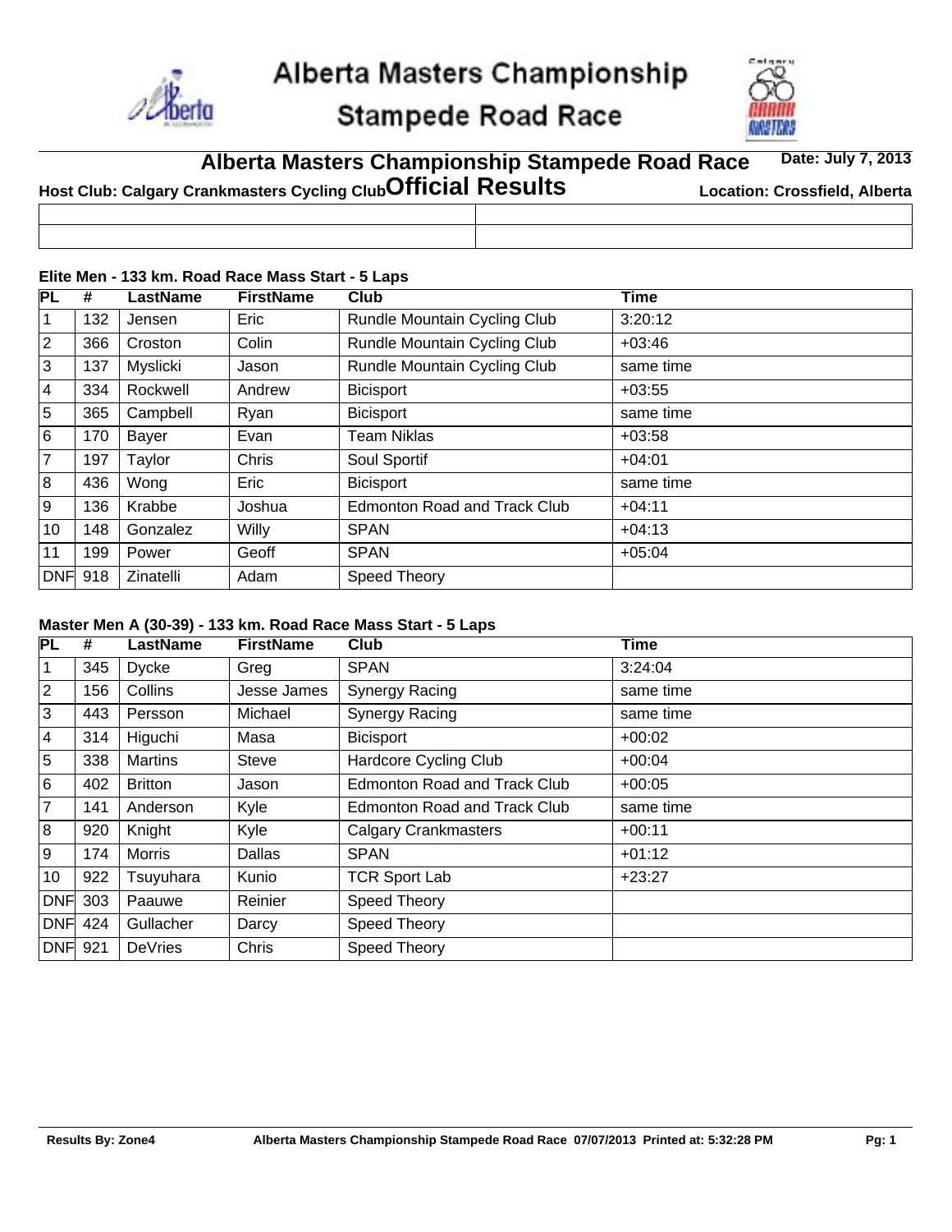# Alberta Masters Championship Stampede Road Race

## Alberta Masters Championship Stampede Road Race

**Date: July 7, 2013**

**Host Club: Calgary Crankmasters Cycling Club**

## Official Results

**Location: Crossfield, Alberta**

### Elite Men - 133 km. Road Race Mass Start - 5 Laps

| PL | # | LastName | FirstName | Club | Time |
|---|---|---|---|---|---|
| 1 | 132 | Jensen | Eric | Rundle Mountain Cycling Club | 3:20:12 |
| 2 | 366 | Croston | Colin | Rundle Mountain Cycling Club | +03:46 |
| 3 | 137 | Myslicki | Jason | Rundle Mountain Cycling Club | same time |
| 4 | 334 | Rockwell | Andrew | Bicisport | +03:55 |
| 5 | 365 | Campbell | Ryan | Bicisport | same time |
| 6 | 170 | Bayer | Evan | Team Niklas | +03:58 |
| 7 | 197 | Taylor | Chris | Soul Sportif | +04:01 |
| 8 | 436 | Wong | Eric | Bicisport | same time |
| 9 | 136 | Krabbe | Joshua | Edmonton Road and Track Club | +04:11 |
| 10 | 148 | Gonzalez | Willy | SPAN | +04:13 |
| 11 | 199 | Power | Geoff | SPAN | +05:04 |
| DNF | 918 | Zinatelli | Adam | Speed Theory | |

### Master Men A (30-39) - 133 km. Road Race Mass Start - 5 Laps

| PL | # | LastName | FirstName | Club | Time |
|---|---|---|---|---|---|
| 1 | 345 | Dycke | Greg | SPAN | 3:24:04 |
| 2 | 156 | Collins | Jesse James | Synergy Racing | same time |
| 3 | 443 | Persson | Michael | Synergy Racing | same time |
| 4 | 314 | Higuchi | Masa | Bicisport | +00:02 |
| 5 | 338 | Martins | Steve | Hardcore Cycling Club | +00:04 |
| 6 | 402 | Britton | Jason | Edmonton Road and Track Club | +00:05 |
| 7 | 141 | Anderson | Kyle | Edmonton Road and Track Club | same time |
| 8 | 920 | Knight | Kyle | Calgary Crankmasters | +00:11 |
| 9 | 174 | Morris | Dallas | SPAN | +01:12 |
| 10 | 922 | Tsuyuhara | Kunio | TCR Sport Lab | +23:27 |
| DNF | 303 | Paauwe | Reinier | Speed Theory | |
| DNF | 424 | Gullacher | Darcy | Speed Theory | |
| DNF | 921 | DeVries | Chris | Speed Theory | |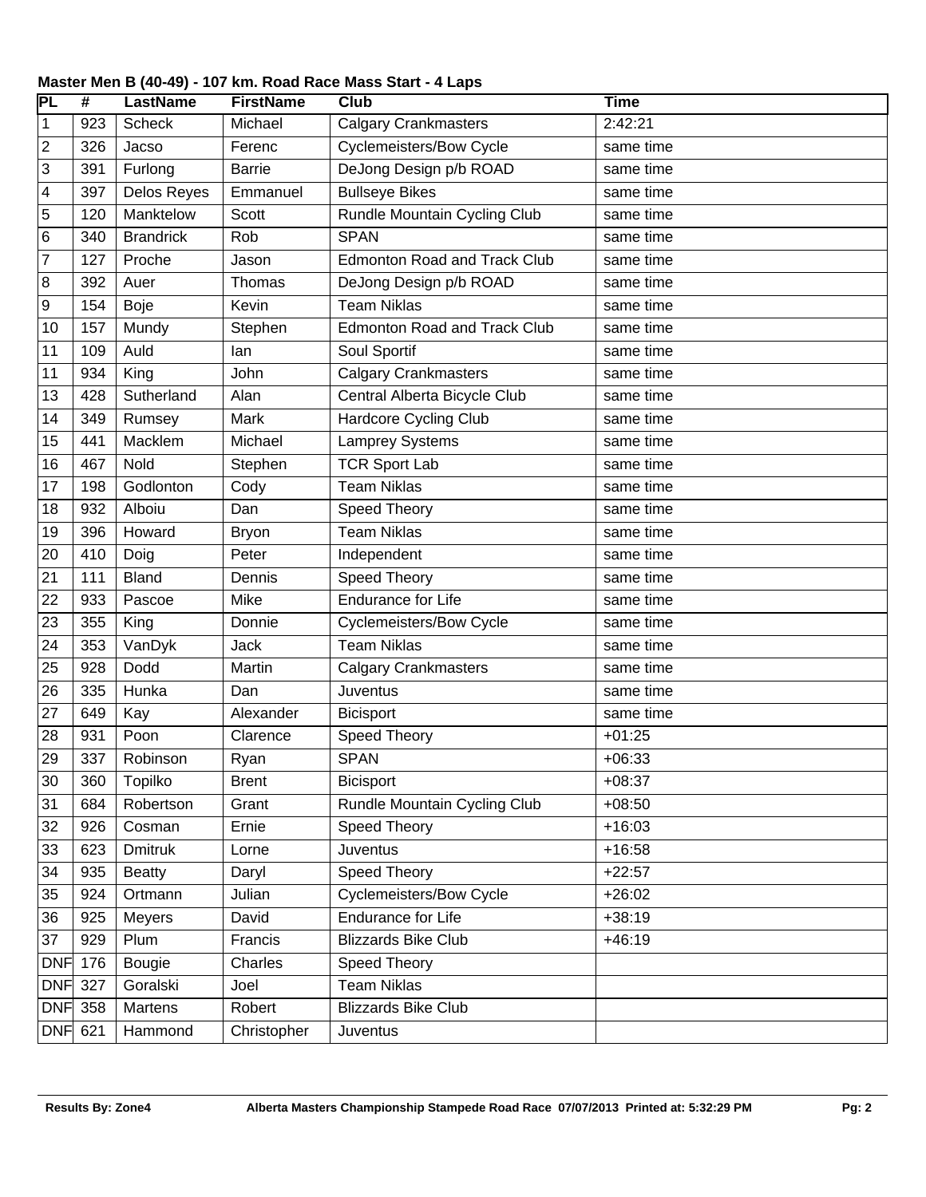**Master Men B (40-49) - 107 km. Road Race Mass Start - 4 Laps**

| PL | # | LastName | FirstName | Club | Time |
|---|---|---|---|---|---|
| 1 | 923 | Scheck | Michael | Calgary Crankmasters | 2:42:21 |
| 2 | 326 | Jacso | Ferenc | Cyclemeisters/Bow Cycle | same time |
| 3 | 391 | Furlong | Barrie | DeJong Design p/b ROAD | same time |
| 4 | 397 | Delos Reyes | Emmanuel | Bullseye Bikes | same time |
| 5 | 120 | Manktelow | Scott | Rundle Mountain Cycling Club | same time |
| 6 | 340 | Brandrick | Rob | SPAN | same time |
| 7 | 127 | Proche | Jason | Edmonton Road and Track Club | same time |
| 8 | 392 | Auer | Thomas | DeJong Design p/b ROAD | same time |
| 9 | 154 | Boje | Kevin | Team Niklas | same time |
| 10 | 157 | Mundy | Stephen | Edmonton Road and Track Club | same time |
| 11 | 109 | Auld | Ian | Soul Sportif | same time |
| 11 | 934 | King | John | Calgary Crankmasters | same time |
| 13 | 428 | Sutherland | Alan | Central Alberta Bicycle Club | same time |
| 14 | 349 | Rumsey | Mark | Hardcore Cycling Club | same time |
| 15 | 441 | Macklem | Michael | Lamprey Systems | same time |
| 16 | 467 | Nold | Stephen | TCR Sport Lab | same time |
| 17 | 198 | Godlonton | Cody | Team Niklas | same time |
| 18 | 932 | Alboiu | Dan | Speed Theory | same time |
| 19 | 396 | Howard | Bryon | Team Niklas | same time |
| 20 | 410 | Doig | Peter | Independent | same time |
| 21 | 111 | Bland | Dennis | Speed Theory | same time |
| 22 | 933 | Pascoe | Mike | Endurance for Life | same time |
| 23 | 355 | King | Donnie | Cyclemeisters/Bow Cycle | same time |
| 24 | 353 | VanDyk | Jack | Team Niklas | same time |
| 25 | 928 | Dodd | Martin | Calgary Crankmasters | same time |
| 26 | 335 | Hunka | Dan | Juventus | same time |
| 27 | 649 | Kay | Alexander | Bicisport | same time |
| 28 | 931 | Poon | Clarence | Speed Theory | +01:25 |
| 29 | 337 | Robinson | Ryan | SPAN | +06:33 |
| 30 | 360 | Topilko | Brent | Bicisport | +08:37 |
| 31 | 684 | Robertson | Grant | Rundle Mountain Cycling Club | +08:50 |
| 32 | 926 | Cosman | Ernie | Speed Theory | +16:03 |
| 33 | 623 | Dmitruk | Lorne | Juventus | +16:58 |
| 34 | 935 | Beatty | Daryl | Speed Theory | +22:57 |
| 35 | 924 | Ortmann | Julian | Cyclemeisters/Bow Cycle | +26:02 |
| 36 | 925 | Meyers | David | Endurance for Life | +38:19 |
| 37 | 929 | Plum | Francis | Blizzards Bike Club | +46:19 |
| DNF | 176 | Bougie | Charles | Speed Theory | |
| DNF | 327 | Goralski | Joel | Team Niklas | |
| DNF | 358 | Martens | Robert | Blizzards Bike Club | |
| DNF | 621 | Hammond | Christopher | Juventus | |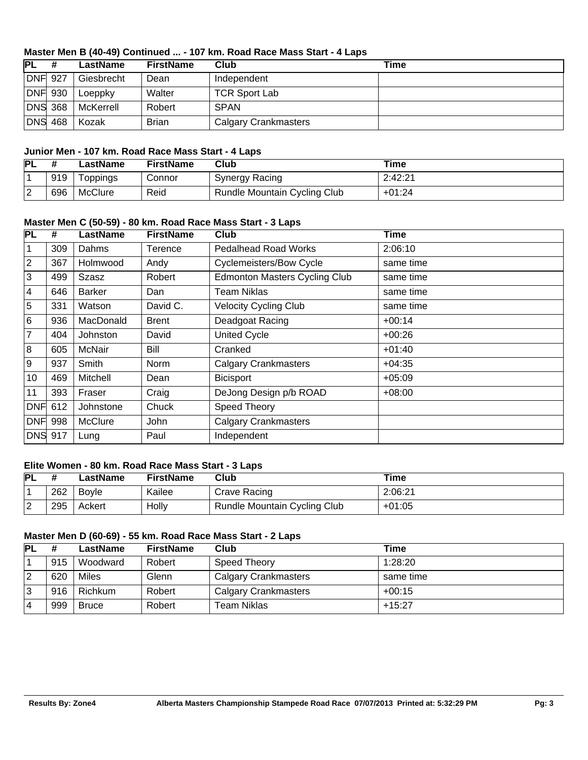### Master Men B (40-49) Continued ... - 107 km. Road Race Mass Start - 4 Laps

| PL | # | LastName | FirstName | Club | Time |
|---|---|---|---|---|---|
| DNF | 927 | Giesbrecht | Dean | Independent | |
| DNF | 930 | Loeppky | Walter | TCR Sport Lab | |
| DNS | 368 | McKerrell | Robert | SPAN | |
| DNS | 468 | Kozak | Brian | Calgary Crankmasters | |

### Junior Men - 107 km. Road Race Mass Start - 4 Laps

| PL | # | LastName | FirstName | Club | Time |
|---|---|---|---|---|---|
| 1 | 919 | Toppings | Connor | Synergy Racing | 2:42:21 |
| 2 | 696 | McClure | Reid | Rundle Mountain Cycling Club | +01:24 |

### Master Men C (50-59) - 80 km. Road Race Mass Start - 3 Laps

| PL | # | LastName | FirstName | Club | Time |
|---|---|---|---|---|---|
| 1 | 309 | Dahms | Terence | Pedalhead Road Works | 2:06:10 |
| 2 | 367 | Holmwood | Andy | Cyclemeisters/Bow Cycle | same time |
| 3 | 499 | Szasz | Robert | Edmonton Masters Cycling Club | same time |
| 4 | 646 | Barker | Dan | Team Niklas | same time |
| 5 | 331 | Watson | David C. | Velocity Cycling Club | same time |
| 6 | 936 | MacDonald | Brent | Deadgoat Racing | +00:14 |
| 7 | 404 | Johnston | David | United Cycle | +00:26 |
| 8 | 605 | McNair | Bill | Cranked | +01:40 |
| 9 | 937 | Smith | Norm | Calgary Crankmasters | +04:35 |
| 10 | 469 | Mitchell | Dean | Bicisport | +05:09 |
| 11 | 393 | Fraser | Craig | DeJong Design p/b ROAD | +08:00 |
| DNF | 612 | Johnstone | Chuck | Speed Theory | |
| DNF | 998 | McClure | John | Calgary Crankmasters | |
| DNS | 917 | Lung | Paul | Independent | |

### Elite Women - 80 km. Road Race Mass Start - 3 Laps

| PL | # | LastName | FirstName | Club | Time |
|---|---|---|---|---|---|
| 1 | 262 | Boyle | Kailee | Crave Racing | 2:06:21 |
| 2 | 295 | Ackert | Holly | Rundle Mountain Cycling Club | +01:05 |

### Master Men D (60-69) - 55 km. Road Race Mass Start - 2 Laps

| PL | # | LastName | FirstName | Club | Time |
|---|---|---|---|---|---|
| 1 | 915 | Woodward | Robert | Speed Theory | 1:28:20 |
| 2 | 620 | Miles | Glenn | Calgary Crankmasters | same time |
| 3 | 916 | Richkum | Robert | Calgary Crankmasters | +00:15 |
| 4 | 999 | Bruce | Robert | Team Niklas | +15:27 |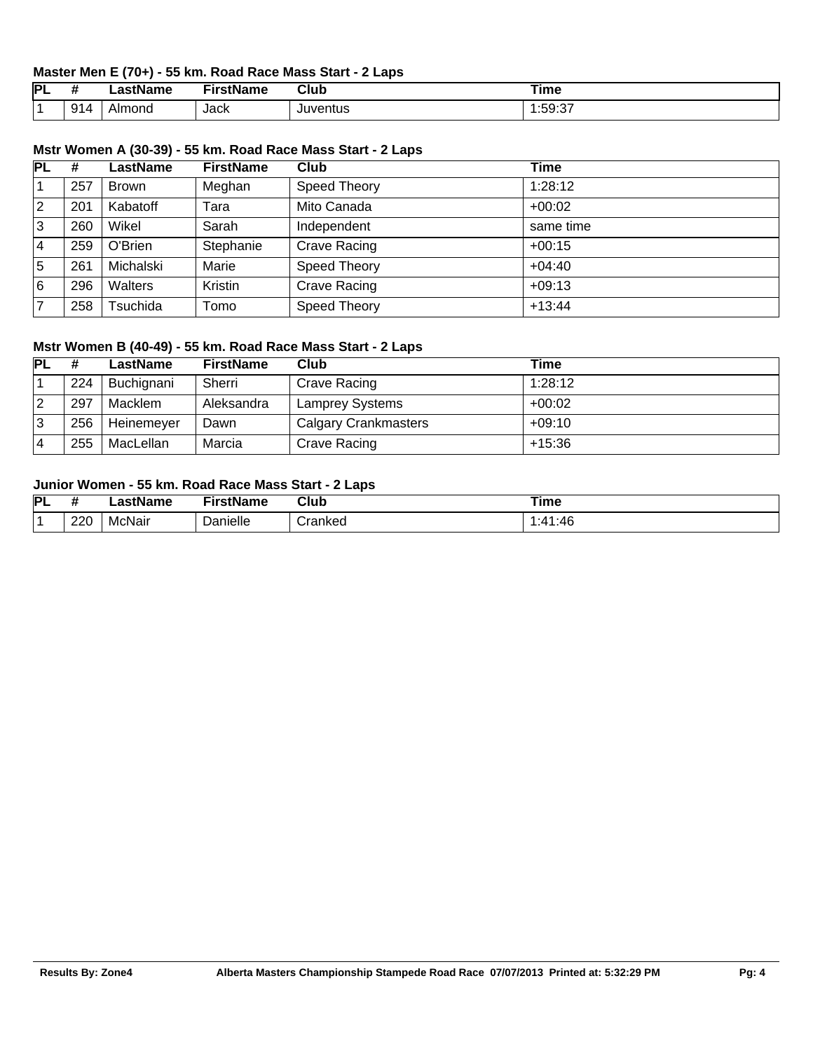### Master Men E (70+) - 55 km. Road Race Mass Start - 2 Laps

| PL | # | LastName | FirstName | Club | Time |
|---|---|---|---|---|---|
| 1 | 914 | Almond | Jack | Juventus | 1:59:37 |

### Mstr Women A (30-39) - 55 km. Road Race Mass Start - 2 Laps

| PL | # | LastName | FirstName | Club | Time |
|---|---|---|---|---|---|
| 1 | 257 | Brown | Meghan | Speed Theory | 1:28:12 |
| 2 | 201 | Kabatoff | Tara | Mito Canada | +00:02 |
| 3 | 260 | Wikel | Sarah | Independent | same time |
| 4 | 259 | O'Brien | Stephanie | Crave Racing | +00:15 |
| 5 | 261 | Michalski | Marie | Speed Theory | +04:40 |
| 6 | 296 | Walters | Kristin | Crave Racing | +09:13 |
| 7 | 258 | Tsuchida | Tomo | Speed Theory | +13:44 |

### Mstr Women B (40-49) - 55 km. Road Race Mass Start - 2 Laps

| PL | # | LastName | FirstName | Club | Time |
|---|---|---|---|---|---|
| 1 | 224 | Buchignani | Sherri | Crave Racing | 1:28:12 |
| 2 | 297 | Macklem | Aleksandra | Lamprey Systems | +00:02 |
| 3 | 256 | Heinemeyer | Dawn | Calgary Crankmasters | +09:10 |
| 4 | 255 | MacLellan | Marcia | Crave Racing | +15:36 |

### Junior Women - 55 km. Road Race Mass Start - 2 Laps

| PL | # | LastName | FirstName | Club | Time |
|---|---|---|---|---|---|
| 1 | 220 | McNair | Danielle | Cranked | 1:41:46 |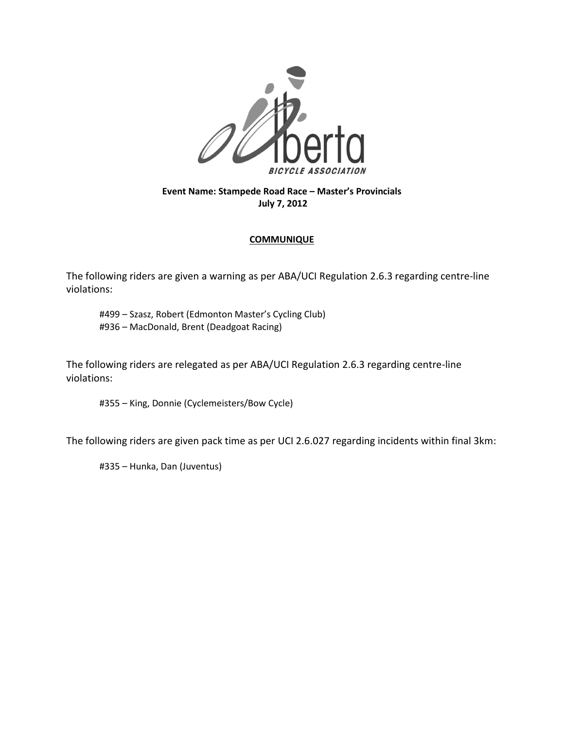**Event Name: Stampede Road Race – Master's Provincials**
**July 7, 2012**

**COMMUNIQUE**

The following riders are given a warning as per ABA/UCI Regulation 2.6.3 regarding centre-line violations:

#499 – Szasz, Robert (Edmonton Master's Cycling Club)
#936 – MacDonald, Brent (Deadgoat Racing)

The following riders are relegated as per ABA/UCI Regulation 2.6.3 regarding centre-line violations:

#355 – King, Donnie (Cyclemeisters/Bow Cycle)

The following riders are given pack time as per UCI 2.6.027 regarding incidents within final 3km:

#335 – Hunka, Dan (Juventus)